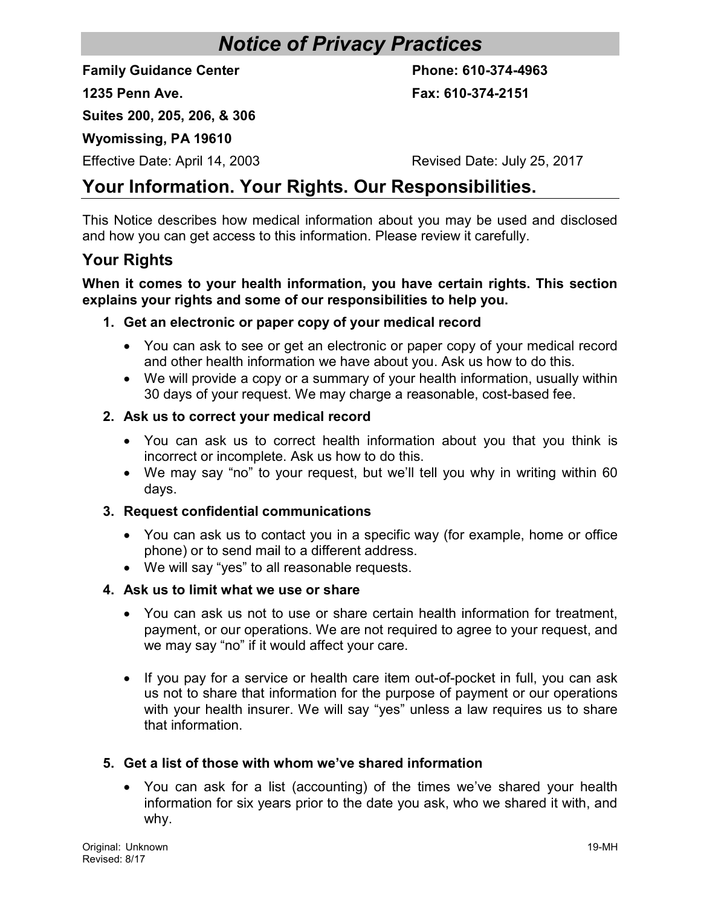# *Notice of Privacy Practices*

**Family Guidance Center**
**1235 Penn Ave.**
**Suites 200, 205, 206, & 306**
**Wyomissing, PA 19610**

**Phone: 610-374-4963**
**Fax: 610-374-2151**

Effective Date: April 14, 2003

Revised Date: July 25, 2017

## Your Information. Your Rights. Our Responsibilities.

This Notice describes how medical information about you may be used and disclosed and how you can get access to this information. Please review it carefully.

### Your Rights

**When it comes to your health information, you have certain rights. This section explains your rights and some of our responsibilities to help you.**

1. **Get an electronic or paper copy of your medical record**
   - You can ask to see or get an electronic or paper copy of your medical record and other health information we have about you. Ask us how to do this.
   - We will provide a copy or a summary of your health information, usually within 30 days of your request. We may charge a reasonable, cost-based fee.
2. **Ask us to correct your medical record**
   - You can ask us to correct health information about you that you think is incorrect or incomplete. Ask us how to do this.
   - We may say "no" to your request, but we'll tell you why in writing within 60 days.
3. **Request confidential communications**
   - You can ask us to contact you in a specific way (for example, home or office phone) or to send mail to a different address.
   - We will say "yes" to all reasonable requests.
4. **Ask us to limit what we use or share**
   - You can ask us not to use or share certain health information for treatment, payment, or our operations. We are not required to agree to your request, and we may say "no" if it would affect your care.
   - If you pay for a service or health care item out-of-pocket in full, you can ask us not to share that information for the purpose of payment or our operations with your health insurer. We will say "yes" unless a law requires us to share that information.
5. **Get a list of those with whom we've shared information**
   - You can ask for a list (accounting) of the times we've shared your health information for six years prior to the date you ask, who we shared it with, and why.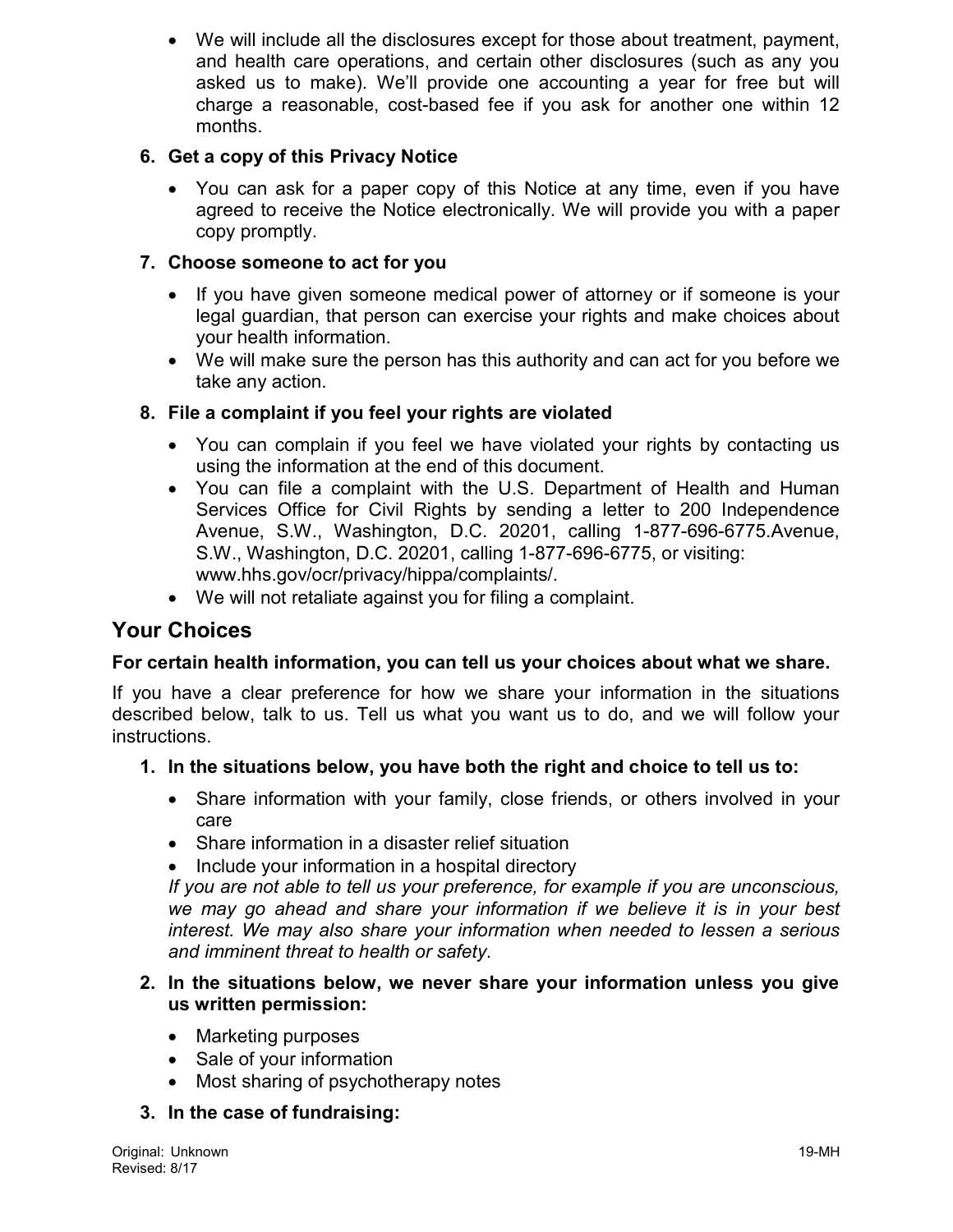- We will include all the disclosures except for those about treatment, payment, and health care operations, and certain other disclosures (such as any you asked us to make). We'll provide one accounting a year for free but will charge a reasonable, cost-based fee if you ask for another one within 12 months.

**6. Get a copy of this Privacy Notice**

- You can ask for a paper copy of this Notice at any time, even if you have agreed to receive the Notice electronically. We will provide you with a paper copy promptly.

**7. Choose someone to act for you**

- If you have given someone medical power of attorney or if someone is your legal guardian, that person can exercise your rights and make choices about your health information.
- We will make sure the person has this authority and can act for you before we take any action.

**8. File a complaint if you feel your rights are violated**

- You can complain if you feel we have violated your rights by contacting us using the information at the end of this document.
- You can file a complaint with the U.S. Department of Health and Human Services Office for Civil Rights by sending a letter to 200 Independence Avenue, S.W., Washington, D.C. 20201, calling 1-877-696-6775.Avenue, S.W., Washington, D.C. 20201, calling 1-877-696-6775, or visiting: www.hhs.gov/ocr/privacy/hippa/complaints/.
- We will not retaliate against you for filing a complaint.

## Your Choices

**For certain health information, you can tell us your choices about what we share.**

If you have a clear preference for how we share your information in the situations described below, talk to us. Tell us what you want us to do, and we will follow your instructions.

**1. In the situations below, you have both the right and choice to tell us to:**

- Share information with your family, close friends, or others involved in your care
- Share information in a disaster relief situation
- Include your information in a hospital directory

*If you are not able to tell us your preference, for example if you are unconscious, we may go ahead and share your information if we believe it is in your best interest. We may also share your information when needed to lessen a serious and imminent threat to health or safety.*

**2. In the situations below, we never share your information unless you give us written permission:**

- Marketing purposes
- Sale of your information
- Most sharing of psychotherapy notes

**3. In the case of fundraising:**

Original: Unknown
Revised: 8/17

19-MH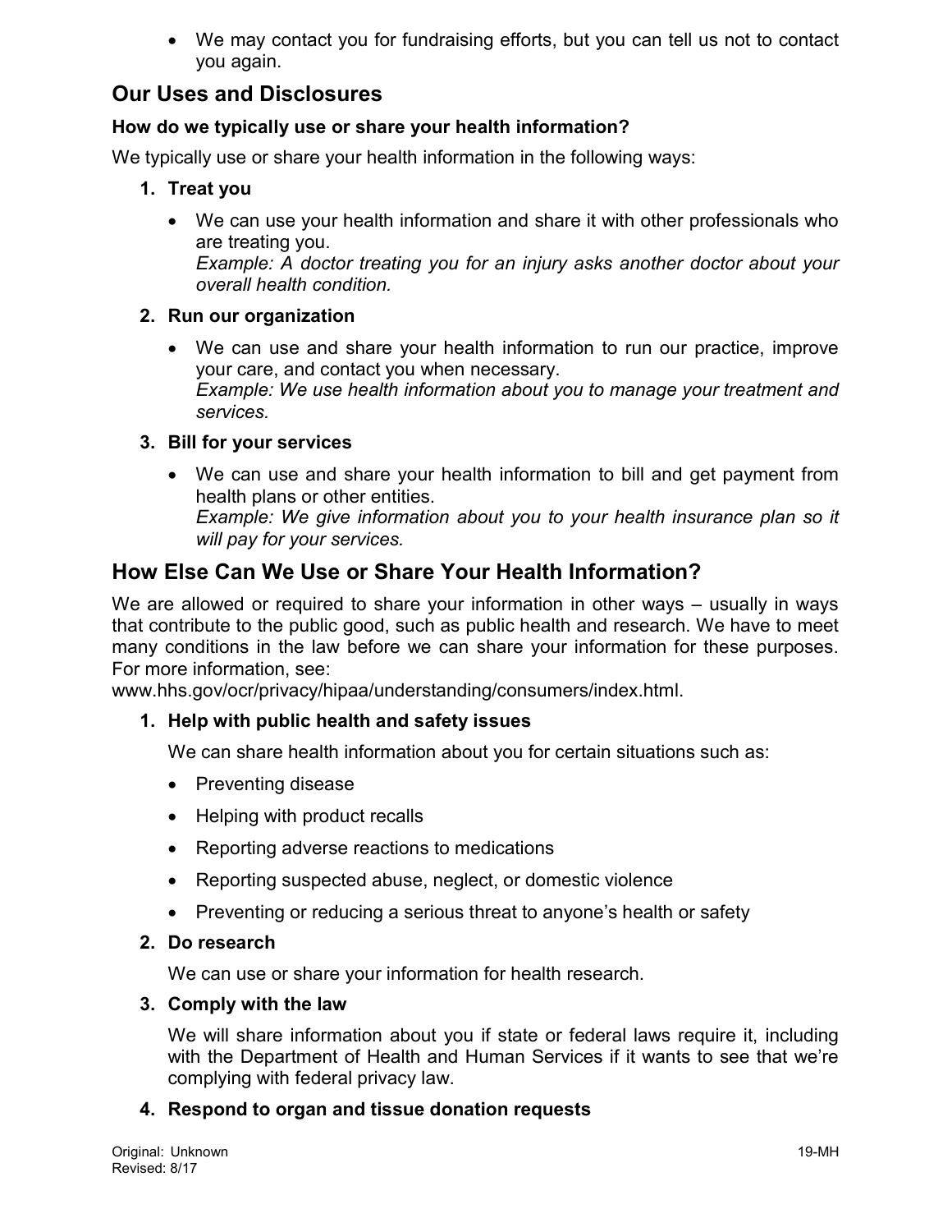- We may contact you for fundraising efforts, but you can tell us not to contact you again.

## Our Uses and Disclosures

### How do we typically use or share your health information?

We typically use or share your health information in the following ways:

1. **Treat you**
   - We can use your health information and share it with other professionals who are treating you.
     *Example: A doctor treating you for an injury asks another doctor about your overall health condition.*

2. **Run our organization**
   - We can use and share your health information to run our practice, improve your care, and contact you when necessary.
     *Example: We use health information about you to manage your treatment and services.*

3. **Bill for your services**
   - We can use and share your health information to bill and get payment from health plans or other entities.
     *Example: We give information about you to your health insurance plan so it will pay for your services.*

## How Else Can We Use or Share Your Health Information?

We are allowed or required to share your information in other ways – usually in ways that contribute to the public good, such as public health and research. We have to meet many conditions in the law before we can share your information for these purposes. For more information, see:
www.hhs.gov/ocr/privacy/hipaa/understanding/consumers/index.html.

1. **Help with public health and safety issues**

   We can share health information about you for certain situations such as:

   - Preventing disease
   - Helping with product recalls
   - Reporting adverse reactions to medications
   - Reporting suspected abuse, neglect, or domestic violence
   - Preventing or reducing a serious threat to anyone's health or safety

2. **Do research**

   We can use or share your information for health research.

3. **Comply with the law**

   We will share information about you if state or federal laws require it, including with the Department of Health and Human Services if it wants to see that we're complying with federal privacy law.

4. **Respond to organ and tissue donation requests**

Original: Unknown
Revised: 8/17

19-MH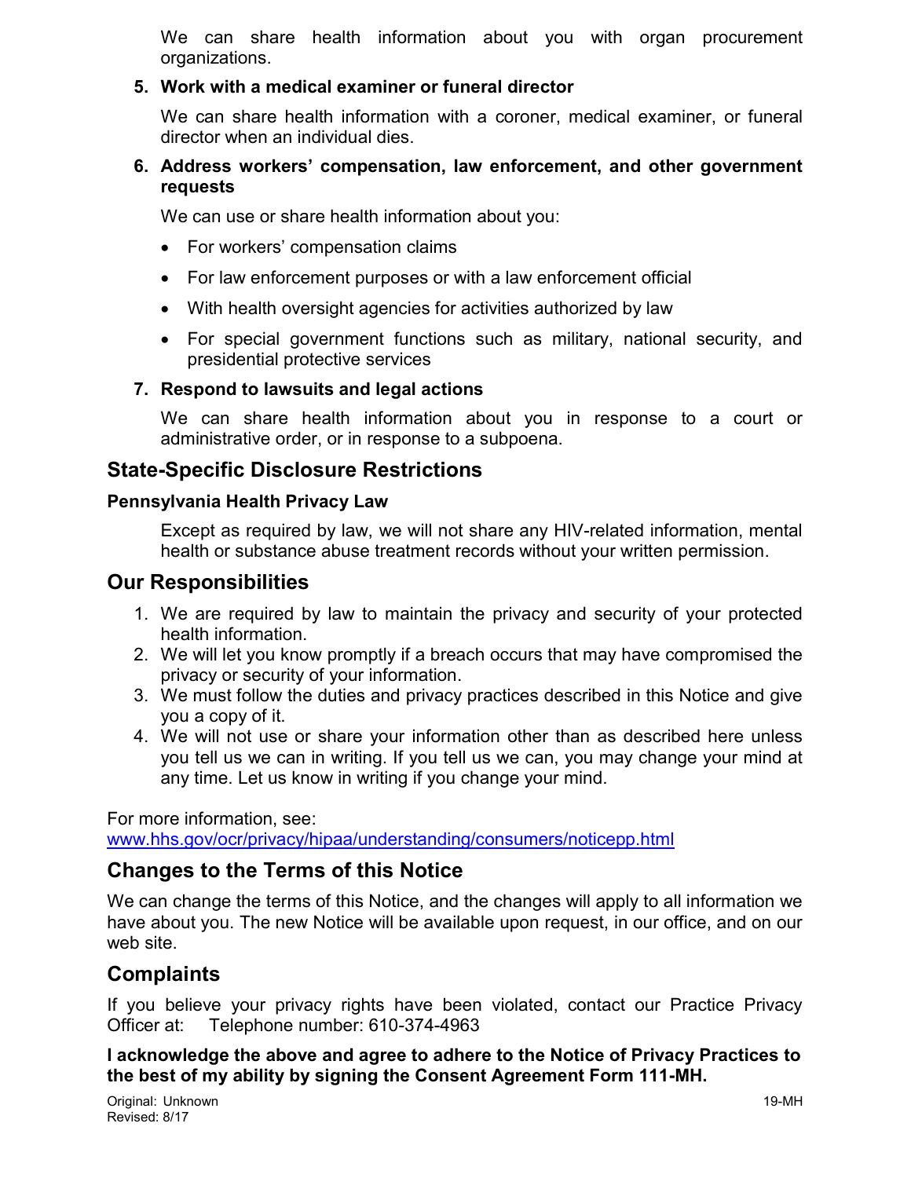We can share health information about you with organ procurement organizations.

5. **Work with a medical examiner or funeral director**

   We can share health information with a coroner, medical examiner, or funeral director when an individual dies.

6. **Address workers' compensation, law enforcement, and other government requests**

   We can use or share health information about you:

   - For workers' compensation claims
   - For law enforcement purposes or with a law enforcement official
   - With health oversight agencies for activities authorized by law
   - For special government functions such as military, national security, and presidential protective services

7. **Respond to lawsuits and legal actions**

   We can share health information about you in response to a court or administrative order, or in response to a subpoena.

## State-Specific Disclosure Restrictions

### Pennsylvania Health Privacy Law

Except as required by law, we will not share any HIV-related information, mental health or substance abuse treatment records without your written permission.

## Our Responsibilities

1. We are required by law to maintain the privacy and security of your protected health information.
2. We will let you know promptly if a breach occurs that may have compromised the privacy or security of your information.
3. We must follow the duties and privacy practices described in this Notice and give you a copy of it.
4. We will not use or share your information other than as described here unless you tell us we can in writing. If you tell us we can, you may change your mind at any time. Let us know in writing if you change your mind.

For more information, see:
[www.hhs.gov/ocr/privacy/hipaa/understanding/consumers/noticepp.html](http://www.hhs.gov/ocr/privacy/hipaa/understanding/consumers/noticepp.html)

## Changes to the Terms of this Notice

We can change the terms of this Notice, and the changes will apply to all information we have about you. The new Notice will be available upon request, in our office, and on our web site.

## Complaints

If you believe your privacy rights have been violated, contact our Practice Privacy Officer at: Telephone number: 610-374-4963

**I acknowledge the above and agree to adhere to the Notice of Privacy Practices to the best of my ability by signing the Consent Agreement Form 111-MH.**

Original: Unknown
Revised: 8/17

19-MH